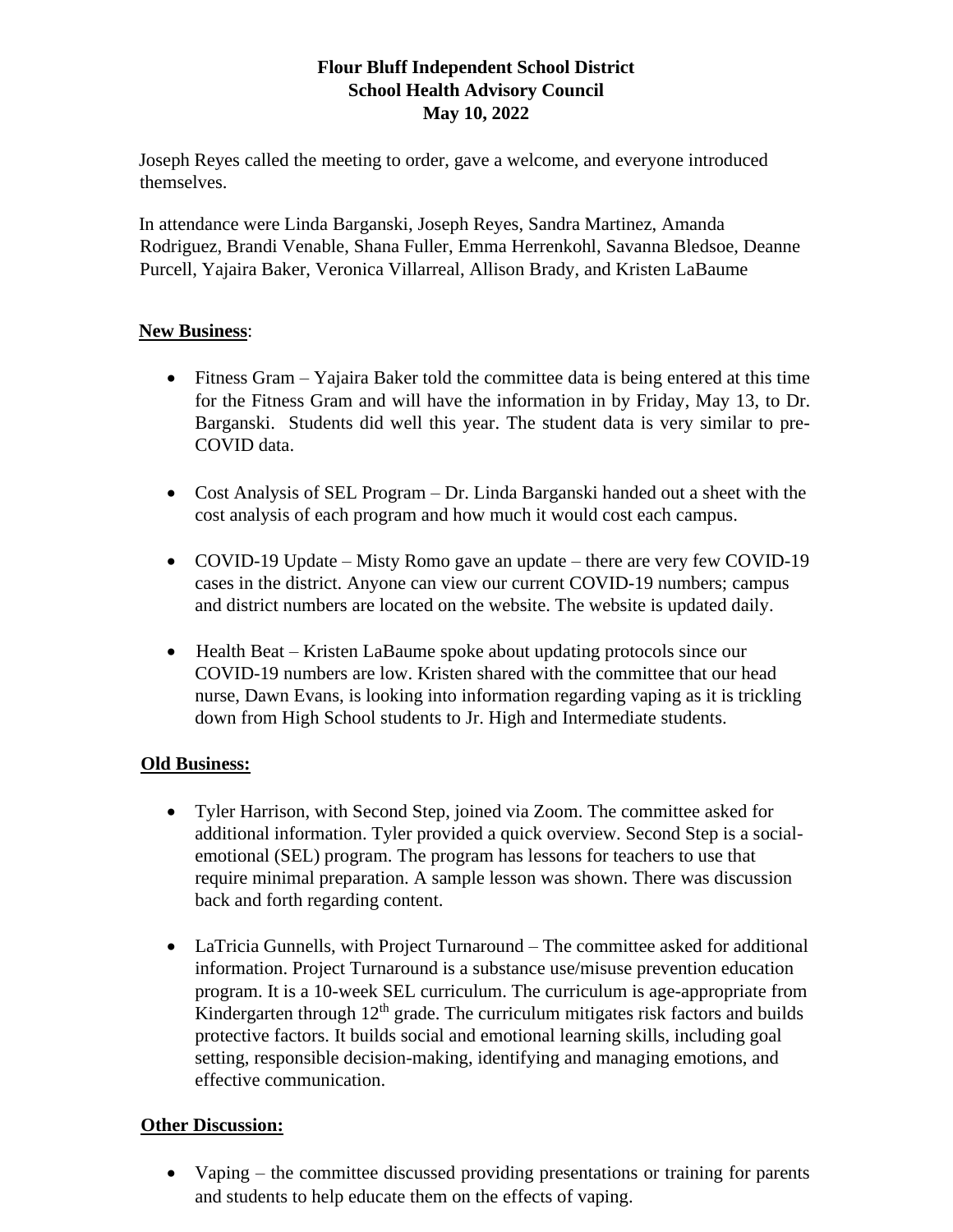# Flour Bluff Independent School District
## School Health Advisory Council
## May 10, 2022

Joseph Reyes called the meeting to order, gave a welcome, and everyone introduced themselves.

In attendance were Linda Barganski, Joseph Reyes, Sandra Martinez, Amanda Rodriguez, Brandi Venable, Shana Fuller, Emma Herrenkohl, Savanna Bledsoe, Deanne Purcell, Yajaira Baker, Veronica Villarreal, Allison Brady, and Kristen LaBaume

**New Business**:

- Fitness Gram – Yajaira Baker told the committee data is being entered at this time for the Fitness Gram and will have the information in by Friday, May 13, to Dr. Barganski. Students did well this year. The student data is very similar to pre-COVID data.
- Cost Analysis of SEL Program – Dr. Linda Barganski handed out a sheet with the cost analysis of each program and how much it would cost each campus.
- COVID-19 Update – Misty Romo gave an update – there are very few COVID-19 cases in the district. Anyone can view our current COVID-19 numbers; campus and district numbers are located on the website. The website is updated daily.
- Health Beat – Kristen LaBaume spoke about updating protocols since our COVID-19 numbers are low. Kristen shared with the committee that our head nurse, Dawn Evans, is looking into information regarding vaping as it is trickling down from High School students to Jr. High and Intermediate students.

**Old Business:**

- Tyler Harrison, with Second Step, joined via Zoom. The committee asked for additional information. Tyler provided a quick overview. Second Step is a social-emotional (SEL) program. The program has lessons for teachers to use that require minimal preparation. A sample lesson was shown. There was discussion back and forth regarding content.
- LaTricia Gunnells, with Project Turnaround – The committee asked for additional information. Project Turnaround is a substance use/misuse prevention education program. It is a 10-week SEL curriculum. The curriculum is age-appropriate from Kindergarten through 12th grade. The curriculum mitigates risk factors and builds protective factors. It builds social and emotional learning skills, including goal setting, responsible decision-making, identifying and managing emotions, and effective communication.

**Other Discussion:**

- Vaping – the committee discussed providing presentations or training for parents and students to help educate them on the effects of vaping.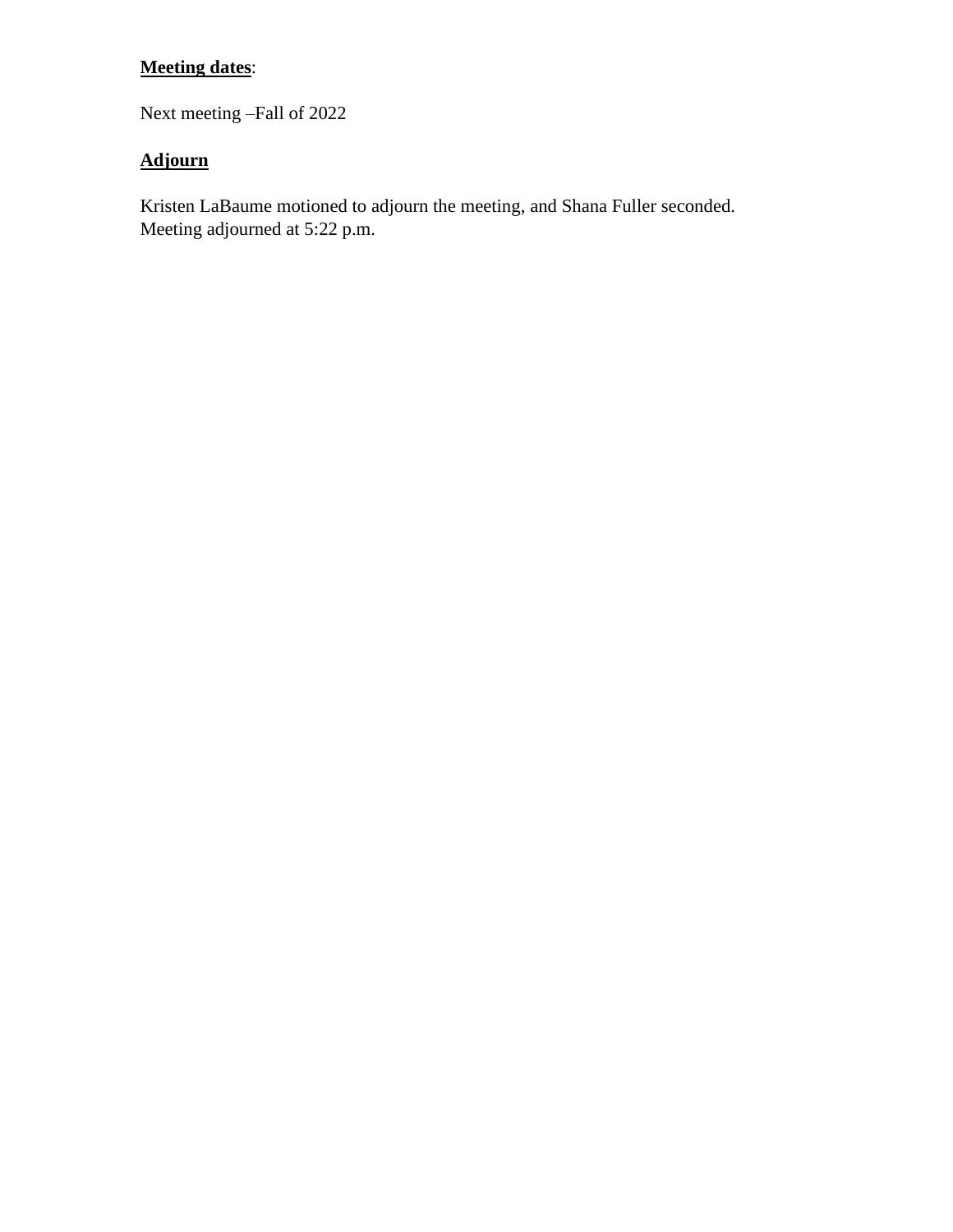**<u>Meeting dates</u>**:

Next meeting –Fall of 2022

**<u>Adjourn</u>**

Kristen LaBaume motioned to adjourn the meeting, and Shana Fuller seconded.
Meeting adjourned at 5:22 p.m.